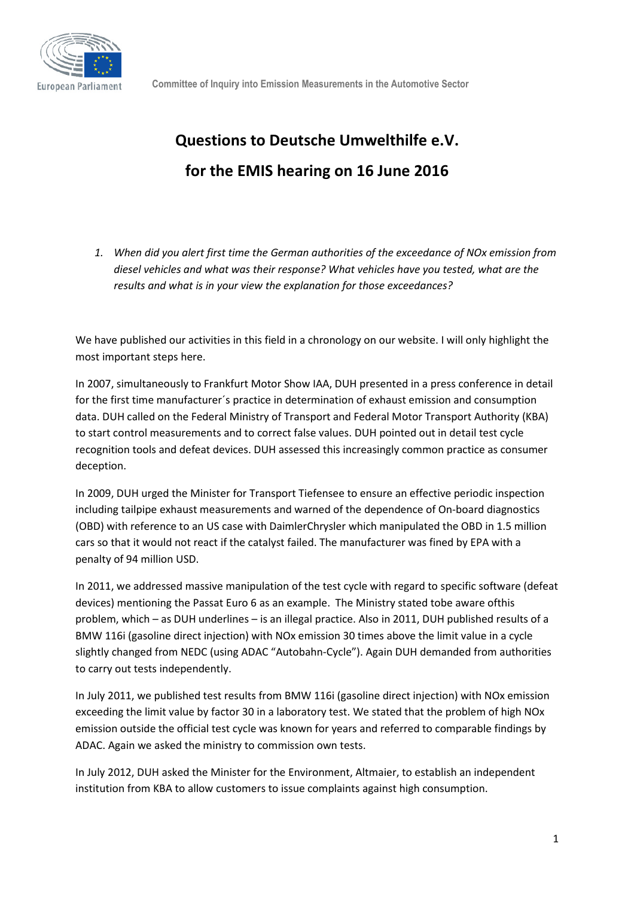European Parliament

Committee of Inquiry into Emission Measurements in the Automotive Sector

# Questions to Deutsche Umwelthilfe e.V. for the EMIS hearing on 16 June 2016

1. *When did you alert first time the German authorities of the exceedance of NOx emission from diesel vehicles and what was their response? What vehicles have you tested, what are the results and what is in your view the explanation for those exceedances?*

We have published our activities in this field in a chronology on our website. I will only highlight the most important steps here.

In 2007, simultaneously to Frankfurt Motor Show IAA, DUH presented in a press conference in detail for the first time manufacturer´s practice in determination of exhaust emission and consumption data. DUH called on the Federal Ministry of Transport and Federal Motor Transport Authority (KBA) to start control measurements and to correct false values. DUH pointed out in detail test cycle recognition tools and defeat devices. DUH assessed this increasingly common practice as consumer deception.

In 2009, DUH urged the Minister for Transport Tiefensee to ensure an effective periodic inspection including tailpipe exhaust measurements and warned of the dependence of On-board diagnostics (OBD) with reference to an US case with DaimlerChrysler which manipulated the OBD in 1.5 million cars so that it would not react if the catalyst failed. The manufacturer was fined by EPA with a penalty of 94 million USD.

In 2011, we addressed massive manipulation of the test cycle with regard to specific software (defeat devices) mentioning the Passat Euro 6 as an example. The Ministry stated tobe aware ofthis problem, which – as DUH underlines – is an illegal practice. Also in 2011, DUH published results of a BMW 116i (gasoline direct injection) with NOx emission 30 times above the limit value in a cycle slightly changed from NEDC (using ADAC "Autobahn-Cycle"). Again DUH demanded from authorities to carry out tests independently.

In July 2011, we published test results from BMW 116i (gasoline direct injection) with NOx emission exceeding the limit value by factor 30 in a laboratory test. We stated that the problem of high NOx emission outside the official test cycle was known for years and referred to comparable findings by ADAC. Again we asked the ministry to commission own tests.

In July 2012, DUH asked the Minister for the Environment, Altmaier, to establish an independent institution from KBA to allow customers to issue complaints against high consumption.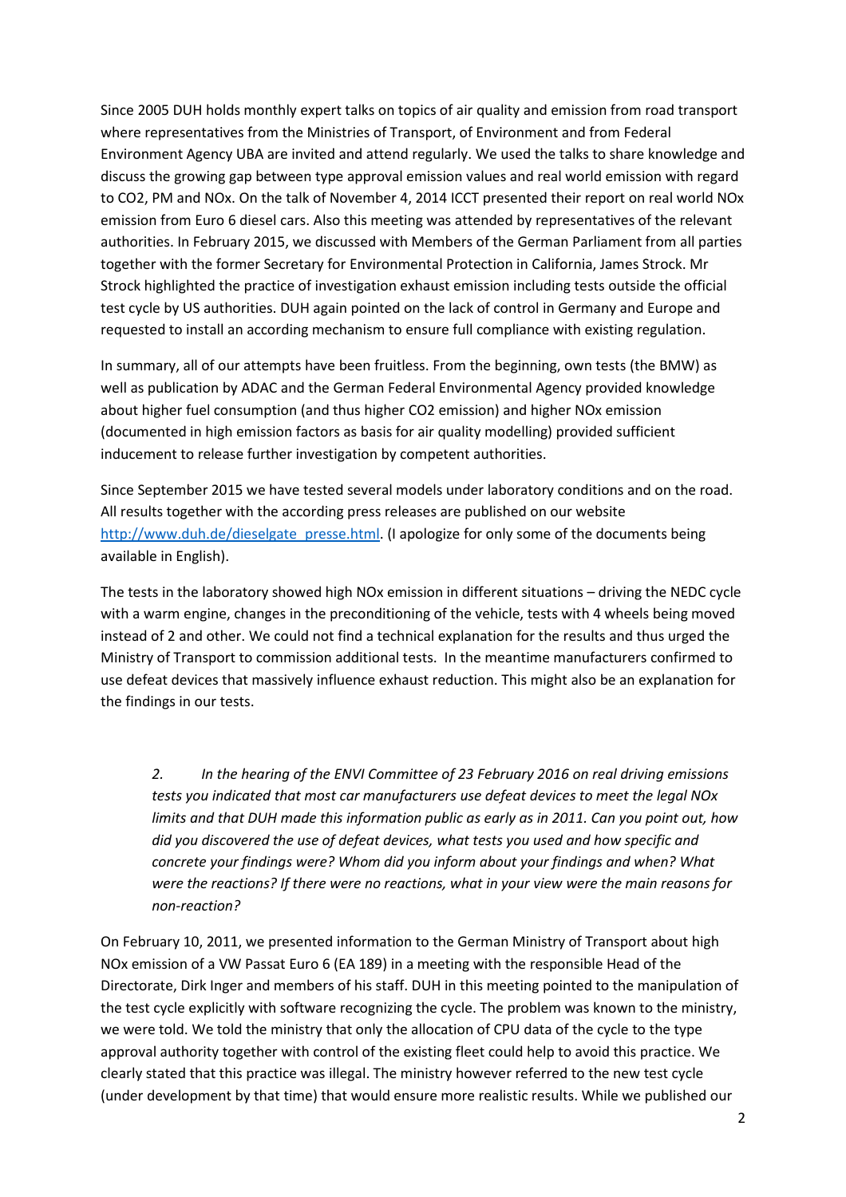Since 2005 DUH holds monthly expert talks on topics of air quality and emission from road transport where representatives from the Ministries of Transport, of Environment and from Federal Environment Agency UBA are invited and attend regularly. We used the talks to share knowledge and discuss the growing gap between type approval emission values and real world emission with regard to $CO_2$, PM and NOx. On the talk of November 4, 2014 ICCT presented their report on real world NOx emission from Euro 6 diesel cars. Also this meeting was attended by representatives of the relevant authorities. In February 2015, we discussed with Members of the German Parliament from all parties together with the former Secretary for Environmental Protection in California, James Strock. Mr Strock highlighted the practice of investigation exhaust emission including tests outside the official test cycle by US authorities. DUH again pointed on the lack of control in Germany and Europe and requested to install an according mechanism to ensure full compliance with existing regulation.

In summary, all of our attempts have been fruitless. From the beginning, own tests (the BMW) as well as publication by ADAC and the German Federal Environmental Agency provided knowledge about higher fuel consumption (and thus higher $CO_2$ emission) and higher NOx emission (documented in high emission factors as basis for air quality modelling) provided sufficient inducement to release further investigation by competent authorities.

Since September 2015 we have tested several models under laboratory conditions and on the road. All results together with the according press releases are published on our website [http://www.duh.de/dieselgate_presse.html](http://www.duh.de/dieselgate_presse.html). (I apologize for only some of the documents being available in English).

The tests in the laboratory showed high NOx emission in different situations – driving the NEDC cycle with a warm engine, changes in the preconditioning of the vehicle, tests with 4 wheels being moved instead of 2 and other. We could not find a technical explanation for the results and thus urged the Ministry of Transport to commission additional tests. In the meantime manufacturers confirmed to use defeat devices that massively influence exhaust reduction. This might also be an explanation for the findings in our tests.

> *2. In the hearing of the ENVI Committee of 23 February 2016 on real driving emissions tests you indicated that most car manufacturers use defeat devices to meet the legal NOx limits and that DUH made this information public as early as in 2011. Can you point out, how did you discovered the use of defeat devices, what tests you used and how specific and concrete your findings were? Whom did you inform about your findings and when? What were the reactions? If there were no reactions, what in your view were the main reasons for non-reaction?*

On February 10, 2011, we presented information to the German Ministry of Transport about high NOx emission of a VW Passat Euro 6 (EA 189) in a meeting with the responsible Head of the Directorate, Dirk Inger and members of his staff. DUH in this meeting pointed to the manipulation of the test cycle explicitly with software recognizing the cycle. The problem was known to the ministry, we were told. We told the ministry that only the allocation of CPU data of the cycle to the type approval authority together with control of the existing fleet could help to avoid this practice. We clearly stated that this practice was illegal. The ministry however referred to the new test cycle (under development by that time) that would ensure more realistic results. While we published our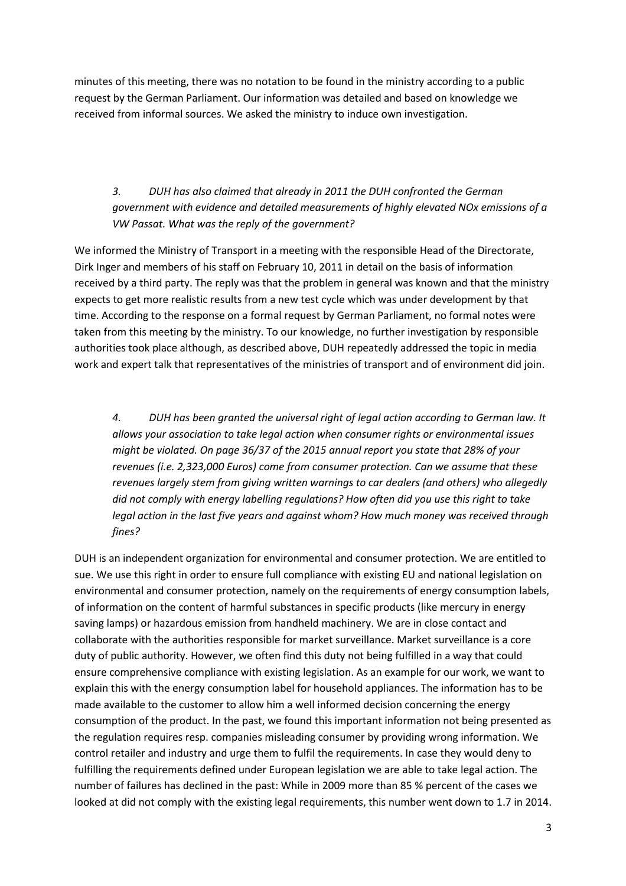minutes of this meeting, there was no notation to be found in the ministry according to a public request by the German Parliament. Our information was detailed and based on knowledge we received from informal sources. We asked the ministry to induce own investigation.

*3. DUH has also claimed that already in 2011 the DUH confronted the German government with evidence and detailed measurements of highly elevated NOx emissions of a VW Passat. What was the reply of the government?*

We informed the Ministry of Transport in a meeting with the responsible Head of the Directorate, Dirk Inger and members of his staff on February 10, 2011 in detail on the basis of information received by a third party. The reply was that the problem in general was known and that the ministry expects to get more realistic results from a new test cycle which was under development by that time. According to the response on a formal request by German Parliament, no formal notes were taken from this meeting by the ministry. To our knowledge, no further investigation by responsible authorities took place although, as described above, DUH repeatedly addressed the topic in media work and expert talk that representatives of the ministries of transport and of environment did join.

*4. DUH has been granted the universal right of legal action according to German law. It allows your association to take legal action when consumer rights or environmental issues might be violated. On page 36/37 of the 2015 annual report you state that 28% of your revenues (i.e. 2,323,000 Euros) come from consumer protection. Can we assume that these revenues largely stem from giving written warnings to car dealers (and others) who allegedly did not comply with energy labelling regulations? How often did you use this right to take legal action in the last five years and against whom? How much money was received through fines?*

DUH is an independent organization for environmental and consumer protection. We are entitled to sue. We use this right in order to ensure full compliance with existing EU and national legislation on environmental and consumer protection, namely on the requirements of energy consumption labels, of information on the content of harmful substances in specific products (like mercury in energy saving lamps) or hazardous emission from handheld machinery. We are in close contact and collaborate with the authorities responsible for market surveillance. Market surveillance is a core duty of public authority. However, we often find this duty not being fulfilled in a way that could ensure comprehensive compliance with existing legislation. As an example for our work, we want to explain this with the energy consumption label for household appliances. The information has to be made available to the customer to allow him a well informed decision concerning the energy consumption of the product. In the past, we found this important information not being presented as the regulation requires resp. companies misleading consumer by providing wrong information. We control retailer and industry and urge them to fulfil the requirements. In case they would deny to fulfilling the requirements defined under European legislation we are able to take legal action. The number of failures has declined in the past: While in 2009 more than 85 % percent of the cases we looked at did not comply with the existing legal requirements, this number went down to 1.7 in 2014.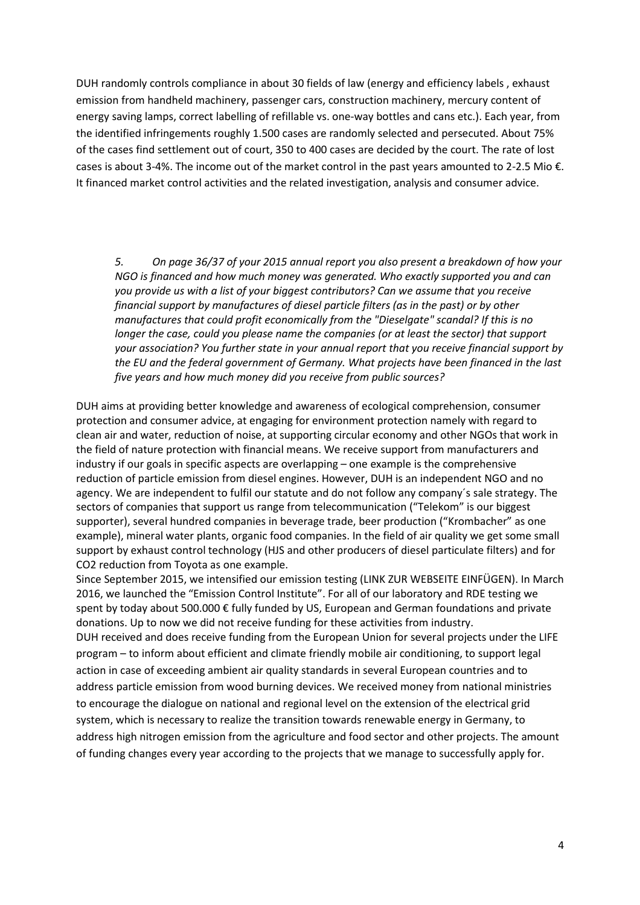DUH randomly controls compliance in about 30 fields of law (energy and efficiency labels , exhaust emission from handheld machinery, passenger cars, construction machinery, mercury content of energy saving lamps, correct labelling of refillable vs. one-way bottles and cans etc.). Each year, from the identified infringements roughly 1.500 cases are randomly selected and persecuted. About 75% of the cases find settlement out of court, 350 to 400 cases are decided by the court. The rate of lost cases is about 3-4%. The income out of the market control in the past years amounted to 2-2.5 Mio €. It financed market control activities and the related investigation, analysis and consumer advice.

> *5. On page 36/37 of your 2015 annual report you also present a breakdown of how your NGO is financed and how much money was generated. Who exactly supported you and can you provide us with a list of your biggest contributors? Can we assume that you receive financial support by manufactures of diesel particle filters (as in the past) or by other manufactures that could profit economically from the "Dieselgate" scandal? If this is no longer the case, could you please name the companies (or at least the sector) that support your association? You further state in your annual report that you receive financial support by the EU and the federal government of Germany. What projects have been financed in the last five years and how much money did you receive from public sources?*

DUH aims at providing better knowledge and awareness of ecological comprehension, consumer protection and consumer advice, at engaging for environment protection namely with regard to clean air and water, reduction of noise, at supporting circular economy and other NGOs that work in the field of nature protection with financial means. We receive support from manufacturers and industry if our goals in specific aspects are overlapping – one example is the comprehensive reduction of particle emission from diesel engines. However, DUH is an independent NGO and no agency. We are independent to fulfil our statute and do not follow any company´s sale strategy. The sectors of companies that support us range from telecommunication ("Telekom" is our biggest supporter), several hundred companies in beverage trade, beer production ("Krombacher" as one example), mineral water plants, organic food companies. In the field of air quality we get some small support by exhaust control technology (HJS and other producers of diesel particulate filters) and for CO2 reduction from Toyota as one example.

Since September 2015, we intensified our emission testing (LINK ZUR WEBSEITE EINFÜGEN). In March 2016, we launched the "Emission Control Institute". For all of our laboratory and RDE testing we spent by today about 500.000 € fully funded by US, European and German foundations and private donations. Up to now we did not receive funding for these activities from industry.

DUH received and does receive funding from the European Union for several projects under the LIFE program – to inform about efficient and climate friendly mobile air conditioning, to support legal action in case of exceeding ambient air quality standards in several European countries and to address particle emission from wood burning devices. We received money from national ministries to encourage the dialogue on national and regional level on the extension of the electrical grid system, which is necessary to realize the transition towards renewable energy in Germany, to address high nitrogen emission from the agriculture and food sector and other projects. The amount of funding changes every year according to the projects that we manage to successfully apply for.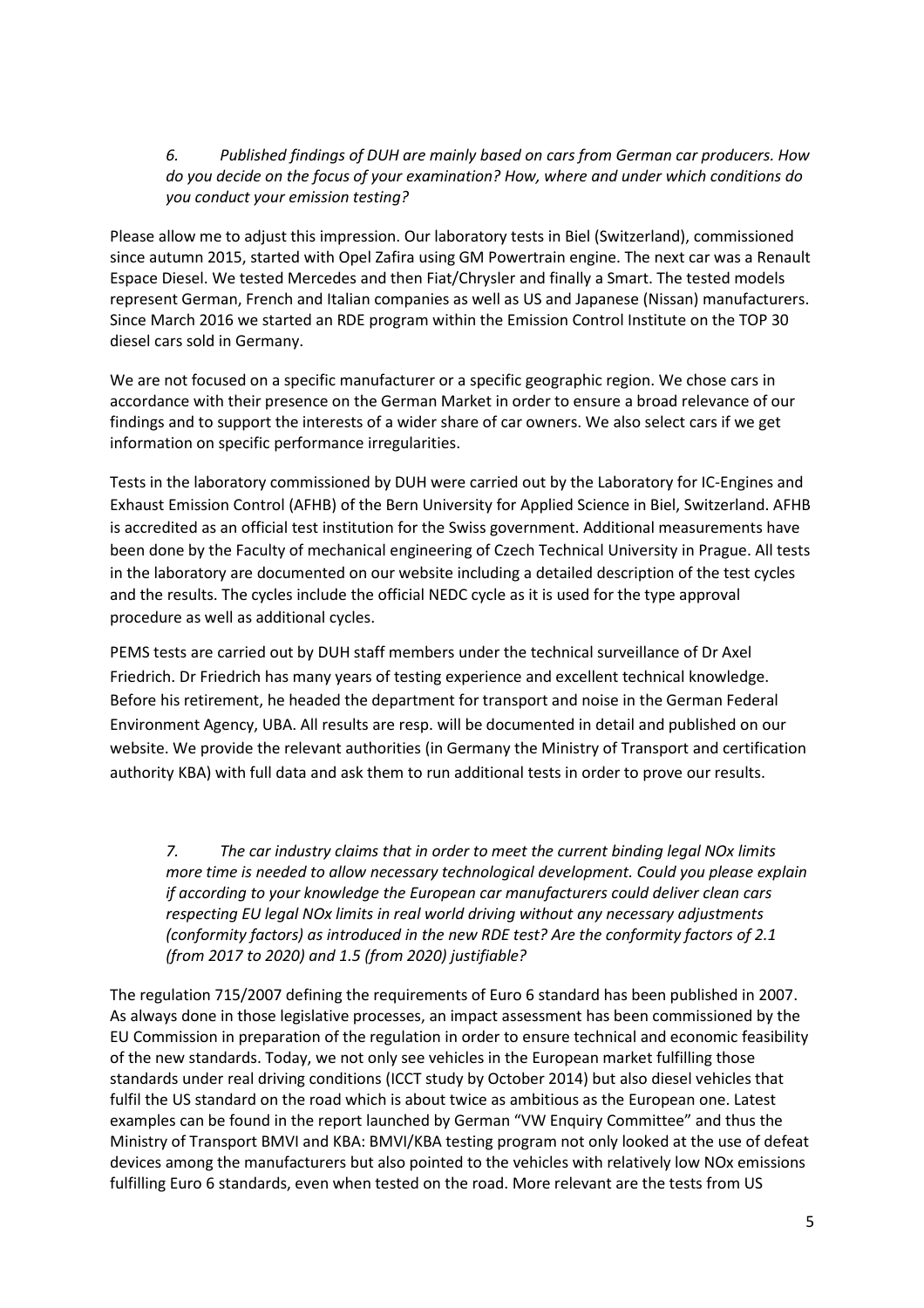*6. Published findings of DUH are mainly based on cars from German car producers. How do you decide on the focus of your examination? How, where and under which conditions do you conduct your emission testing?*

Please allow me to adjust this impression. Our laboratory tests in Biel (Switzerland), commissioned since autumn 2015, started with Opel Zafira using GM Powertrain engine. The next car was a Renault Espace Diesel. We tested Mercedes and then Fiat/Chrysler and finally a Smart. The tested models represent German, French and Italian companies as well as US and Japanese (Nissan) manufacturers. Since March 2016 we started an RDE program within the Emission Control Institute on the TOP 30 diesel cars sold in Germany.

We are not focused on a specific manufacturer or a specific geographic region. We chose cars in accordance with their presence on the German Market in order to ensure a broad relevance of our findings and to support the interests of a wider share of car owners. We also select cars if we get information on specific performance irregularities.

Tests in the laboratory commissioned by DUH were carried out by the Laboratory for IC-Engines and Exhaust Emission Control (AFHB) of the Bern University for Applied Science in Biel, Switzerland. AFHB is accredited as an official test institution for the Swiss government. Additional measurements have been done by the Faculty of mechanical engineering of Czech Technical University in Prague. All tests in the laboratory are documented on our website including a detailed description of the test cycles and the results. The cycles include the official NEDC cycle as it is used for the type approval procedure as well as additional cycles.

PEMS tests are carried out by DUH staff members under the technical surveillance of Dr Axel Friedrich. Dr Friedrich has many years of testing experience and excellent technical knowledge. Before his retirement, he headed the department for transport and noise in the German Federal Environment Agency, UBA. All results are resp. will be documented in detail and published on our website. We provide the relevant authorities (in Germany the Ministry of Transport and certification authority KBA) with full data and ask them to run additional tests in order to prove our results.

*7. The car industry claims that in order to meet the current binding legal NOx limits more time is needed to allow necessary technological development. Could you please explain if according to your knowledge the European car manufacturers could deliver clean cars respecting EU legal NOx limits in real world driving without any necessary adjustments (conformity factors) as introduced in the new RDE test? Are the conformity factors of 2.1 (from 2017 to 2020) and 1.5 (from 2020) justifiable?*

The regulation 715/2007 defining the requirements of Euro 6 standard has been published in 2007. As always done in those legislative processes, an impact assessment has been commissioned by the EU Commission in preparation of the regulation in order to ensure technical and economic feasibility of the new standards. Today, we not only see vehicles in the European market fulfilling those standards under real driving conditions (ICCT study by October 2014) but also diesel vehicles that fulfil the US standard on the road which is about twice as ambitious as the European one. Latest examples can be found in the report launched by German "VW Enquiry Committee" and thus the Ministry of Transport BMVI and KBA: BMVI/KBA testing program not only looked at the use of defeat devices among the manufacturers but also pointed to the vehicles with relatively low NOx emissions fulfilling Euro 6 standards, even when tested on the road. More relevant are the tests from US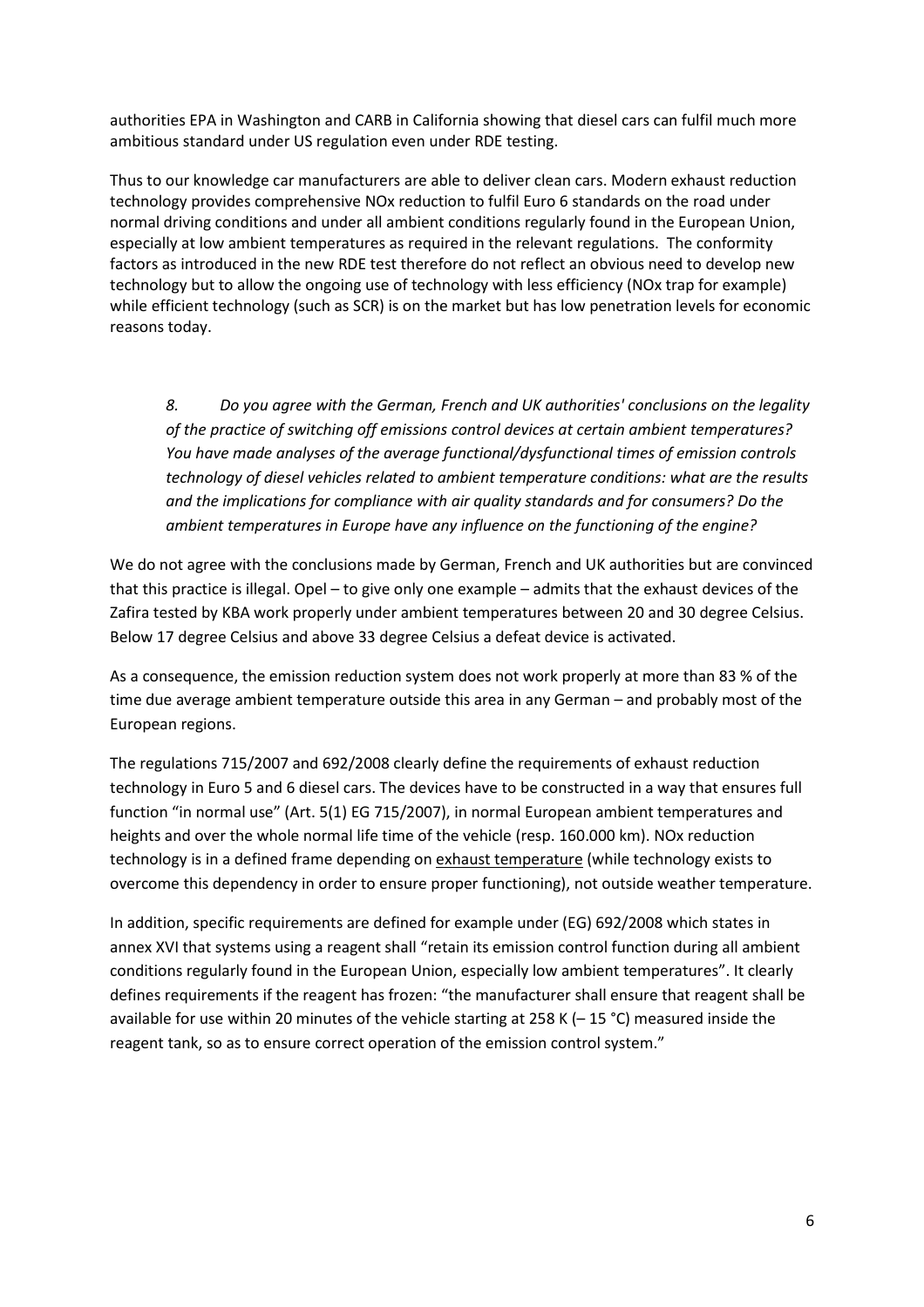authorities EPA in Washington and CARB in California showing that diesel cars can fulfil much more ambitious standard under US regulation even under RDE testing.

Thus to our knowledge car manufacturers are able to deliver clean cars. Modern exhaust reduction technology provides comprehensive NOx reduction to fulfil Euro 6 standards on the road under normal driving conditions and under all ambient conditions regularly found in the European Union, especially at low ambient temperatures as required in the relevant regulations. The conformity factors as introduced in the new RDE test therefore do not reflect an obvious need to develop new technology but to allow the ongoing use of technology with less efficiency (NOx trap for example) while efficient technology (such as SCR) is on the market but has low penetration levels for economic reasons today.

*8. Do you agree with the German, French and UK authorities' conclusions on the legality of the practice of switching off emissions control devices at certain ambient temperatures? You have made analyses of the average functional/dysfunctional times of emission controls technology of diesel vehicles related to ambient temperature conditions: what are the results and the implications for compliance with air quality standards and for consumers? Do the ambient temperatures in Europe have any influence on the functioning of the engine?*

We do not agree with the conclusions made by German, French and UK authorities but are convinced that this practice is illegal. Opel – to give only one example – admits that the exhaust devices of the Zafira tested by KBA work properly under ambient temperatures between 20 and 30 degree Celsius. Below 17 degree Celsius and above 33 degree Celsius a defeat device is activated.

As a consequence, the emission reduction system does not work properly at more than 83 % of the time due average ambient temperature outside this area in any German – and probably most of the European regions.

The regulations 715/2007 and 692/2008 clearly define the requirements of exhaust reduction technology in Euro 5 and 6 diesel cars. The devices have to be constructed in a way that ensures full function "in normal use" (Art. 5(1) EG 715/2007), in normal European ambient temperatures and heights and over the whole normal life time of the vehicle (resp. 160.000 km). NOx reduction technology is in a defined frame depending on <u>exhaust temperature</u> (while technology exists to overcome this dependency in order to ensure proper functioning), not outside weather temperature.

In addition, specific requirements are defined for example under (EG) 692/2008 which states in annex XVI that systems using a reagent shall "retain its emission control function during all ambient conditions regularly found in the European Union, especially low ambient temperatures". It clearly defines requirements if the reagent has frozen: "the manufacturer shall ensure that reagent shall be available for use within 20 minutes of the vehicle starting at 258 K (– 15 °C) measured inside the reagent tank, so as to ensure correct operation of the emission control system."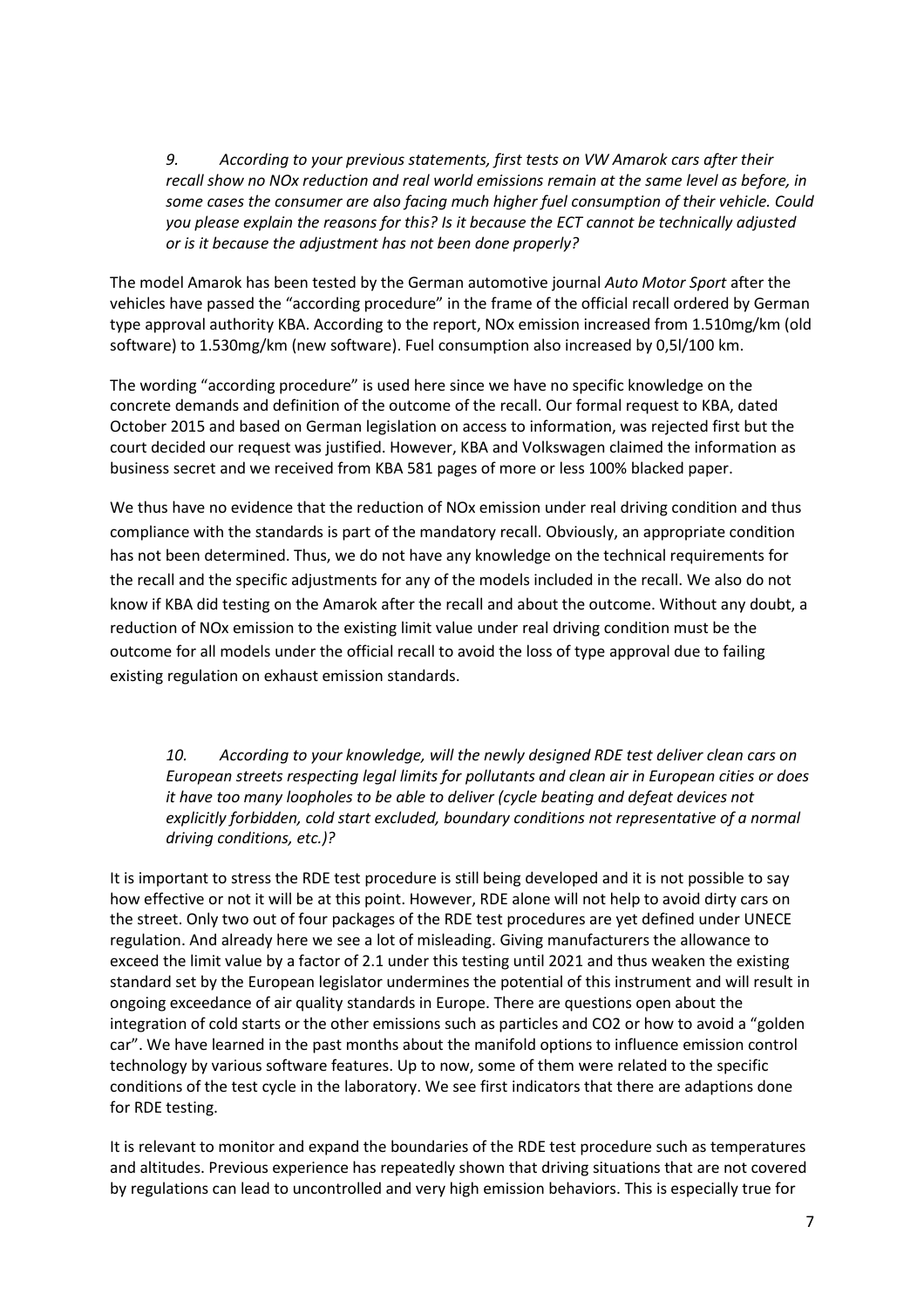*9. According to your previous statements, first tests on VW Amarok cars after their recall show no NOx reduction and real world emissions remain at the same level as before, in some cases the consumer are also facing much higher fuel consumption of their vehicle. Could you please explain the reasons for this? Is it because the ECT cannot be technically adjusted or is it because the adjustment has not been done properly?*

The model Amarok has been tested by the German automotive journal *Auto Motor Sport* after the vehicles have passed the "according procedure" in the frame of the official recall ordered by German type approval authority KBA. According to the report, NOx emission increased from 1.510mg/km (old software) to 1.530mg/km (new software). Fuel consumption also increased by 0,5l/100 km.

The wording "according procedure" is used here since we have no specific knowledge on the concrete demands and definition of the outcome of the recall. Our formal request to KBA, dated October 2015 and based on German legislation on access to information, was rejected first but the court decided our request was justified. However, KBA and Volkswagen claimed the information as business secret and we received from KBA 581 pages of more or less 100% blacked paper.

We thus have no evidence that the reduction of NOx emission under real driving condition and thus compliance with the standards is part of the mandatory recall. Obviously, an appropriate condition has not been determined. Thus, we do not have any knowledge on the technical requirements for the recall and the specific adjustments for any of the models included in the recall. We also do not know if KBA did testing on the Amarok after the recall and about the outcome. Without any doubt, a reduction of NOx emission to the existing limit value under real driving condition must be the outcome for all models under the official recall to avoid the loss of type approval due to failing existing regulation on exhaust emission standards.

*10. According to your knowledge, will the newly designed RDE test deliver clean cars on European streets respecting legal limits for pollutants and clean air in European cities or does it have too many loopholes to be able to deliver (cycle beating and defeat devices not explicitly forbidden, cold start excluded, boundary conditions not representative of a normal driving conditions, etc.)?*

It is important to stress the RDE test procedure is still being developed and it is not possible to say how effective or not it will be at this point. However, RDE alone will not help to avoid dirty cars on the street. Only two out of four packages of the RDE test procedures are yet defined under UNECE regulation. And already here we see a lot of misleading. Giving manufacturers the allowance to exceed the limit value by a factor of 2.1 under this testing until 2021 and thus weaken the existing standard set by the European legislator undermines the potential of this instrument and will result in ongoing exceedance of air quality standards in Europe. There are questions open about the integration of cold starts or the other emissions such as particles and CO2 or how to avoid a "golden car". We have learned in the past months about the manifold options to influence emission control technology by various software features. Up to now, some of them were related to the specific conditions of the test cycle in the laboratory. We see first indicators that there are adaptions done for RDE testing.

It is relevant to monitor and expand the boundaries of the RDE test procedure such as temperatures and altitudes. Previous experience has repeatedly shown that driving situations that are not covered by regulations can lead to uncontrolled and very high emission behaviors. This is especially true for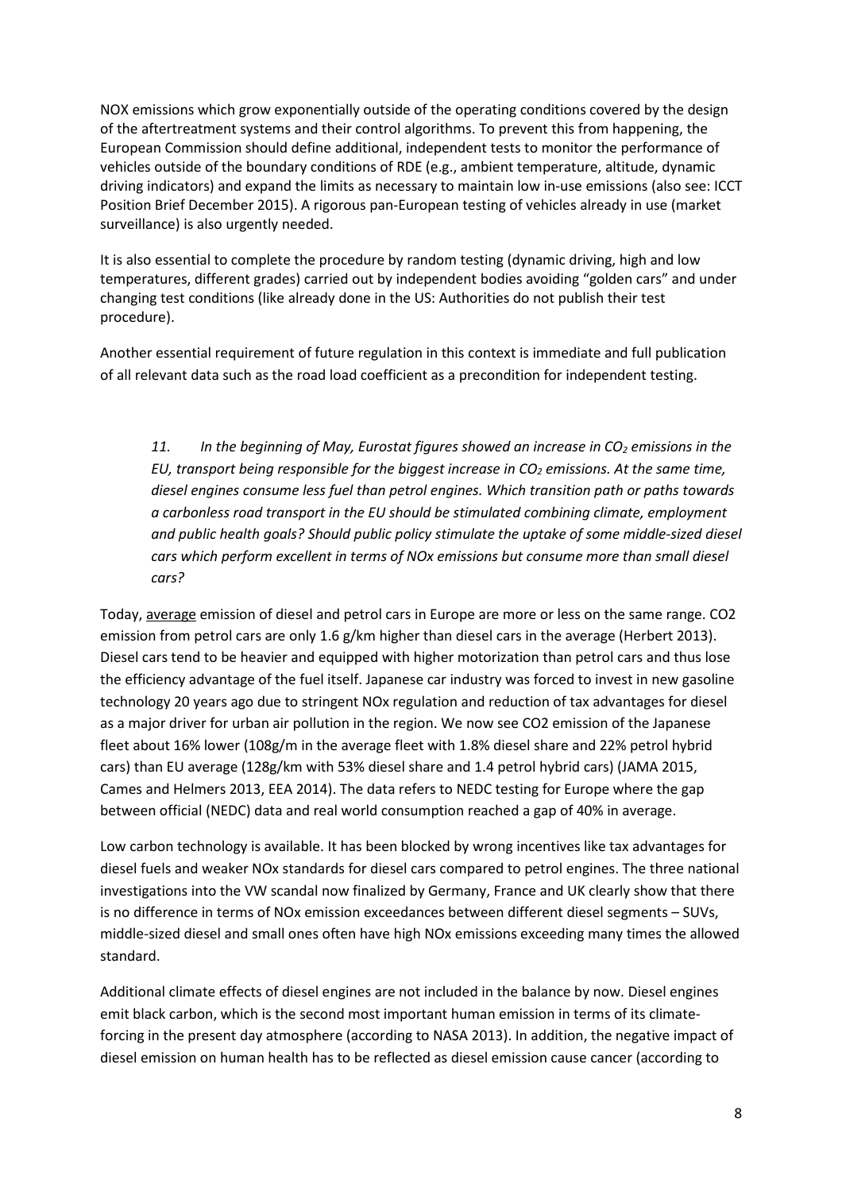NOX emissions which grow exponentially outside of the operating conditions covered by the design of the aftertreatment systems and their control algorithms. To prevent this from happening, the European Commission should define additional, independent tests to monitor the performance of vehicles outside of the boundary conditions of RDE (e.g., ambient temperature, altitude, dynamic driving indicators) and expand the limits as necessary to maintain low in-use emissions (also see: ICCT Position Brief December 2015). A rigorous pan-European testing of vehicles already in use (market surveillance) is also urgently needed.

It is also essential to complete the procedure by random testing (dynamic driving, high and low temperatures, different grades) carried out by independent bodies avoiding "golden cars" and under changing test conditions (like already done in the US: Authorities do not publish their test procedure).

Another essential requirement of future regulation in this context is immediate and full publication of all relevant data such as the road load coefficient as a precondition for independent testing.

> *11. In the beginning of May, Eurostat figures showed an increase in $CO_2$ emissions in the EU, transport being responsible for the biggest increase in $CO_2$ emissions. At the same time, diesel engines consume less fuel than petrol engines. Which transition path or paths towards a carbonless road transport in the EU should be stimulated combining climate, employment and public health goals? Should public policy stimulate the uptake of some middle-sized diesel cars which perform excellent in terms of NOx emissions but consume more than small diesel cars?*

Today, <u>average</u> emission of diesel and petrol cars in Europe are more or less on the same range. CO2 emission from petrol cars are only 1.6 g/km higher than diesel cars in the average (Herbert 2013). Diesel cars tend to be heavier and equipped with higher motorization than petrol cars and thus lose the efficiency advantage of the fuel itself. Japanese car industry was forced to invest in new gasoline technology 20 years ago due to stringent NOx regulation and reduction of tax advantages for diesel as a major driver for urban air pollution in the region. We now see CO2 emission of the Japanese fleet about 16% lower (108g/m in the average fleet with 1.8% diesel share and 22% petrol hybrid cars) than EU average (128g/km with 53% diesel share and 1.4 petrol hybrid cars) (JAMA 2015, Cames and Helmers 2013, EEA 2014). The data refers to NEDC testing for Europe where the gap between official (NEDC) data and real world consumption reached a gap of 40% in average.

Low carbon technology is available. It has been blocked by wrong incentives like tax advantages for diesel fuels and weaker NOx standards for diesel cars compared to petrol engines. The three national investigations into the VW scandal now finalized by Germany, France and UK clearly show that there is no difference in terms of NOx emission exceedances between different diesel segments – SUVs, middle-sized diesel and small ones often have high NOx emissions exceeding many times the allowed standard.

Additional climate effects of diesel engines are not included in the balance by now. Diesel engines emit black carbon, which is the second most important human emission in terms of its climate-forcing in the present day atmosphere (according to NASA 2013). In addition, the negative impact of diesel emission on human health has to be reflected as diesel emission cause cancer (according to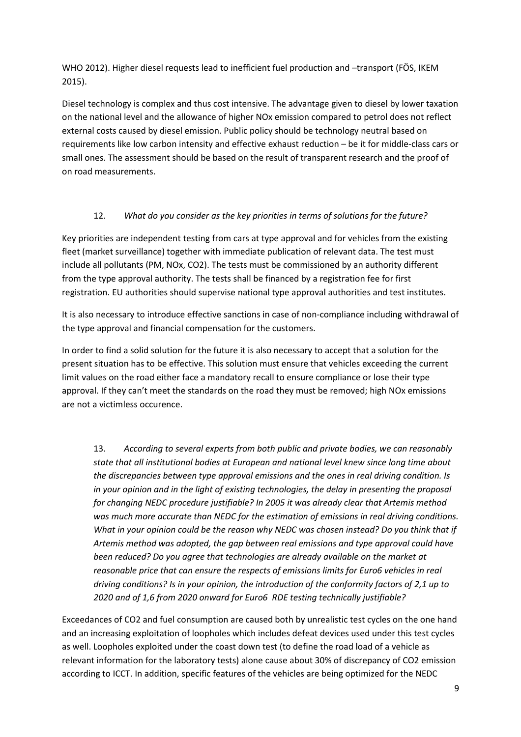WHO 2012). Higher diesel requests lead to inefficient fuel production and –transport (FÖS, IKEM 2015).

Diesel technology is complex and thus cost intensive. The advantage given to diesel by lower taxation on the national level and the allowance of higher NOx emission compared to petrol does not reflect external costs caused by diesel emission. Public policy should be technology neutral based on requirements like low carbon intensity and effective exhaust reduction – be it for middle-class cars or small ones. The assessment should be based on the result of transparent research and the proof of on road measurements.

12. *What do you consider as the key priorities in terms of solutions for the future?*

Key priorities are independent testing from cars at type approval and for vehicles from the existing fleet (market surveillance) together with immediate publication of relevant data. The test must include all pollutants (PM, NOx, $CO_2$). The tests must be commissioned by an authority different from the type approval authority. The tests shall be financed by a registration fee for first registration. EU authorities should supervise national type approval authorities and test institutes.

It is also necessary to introduce effective sanctions in case of non-compliance including withdrawal of the type approval and financial compensation for the customers.

In order to find a solid solution for the future it is also necessary to accept that a solution for the present situation has to be effective. This solution must ensure that vehicles exceeding the current limit values on the road either face a mandatory recall to ensure compliance or lose their type approval. If they can't meet the standards on the road they must be removed; high NOx emissions are not a victimless occurence.

13. *According to several experts from both public and private bodies, we can reasonably state that all institutional bodies at European and national level knew since long time about the discrepancies between type approval emissions and the ones in real driving condition. Is in your opinion and in the light of existing technologies, the delay in presenting the proposal for changing NEDC procedure justifiable? In 2005 it was already clear that Artemis method was much more accurate than NEDC for the estimation of emissions in real driving conditions. What in your opinion could be the reason why NEDC was chosen instead? Do you think that if Artemis method was adopted, the gap between real emissions and type approval could have been reduced? Do you agree that technologies are already available on the market at reasonable price that can ensure the respects of emissions limits for Euro6 vehicles in real driving conditions? Is in your opinion, the introduction of the conformity factors of 2,1 up to 2020 and of 1,6 from 2020 onward for Euro6 RDE testing technically justifiable?*

Exceedances of $CO_2$ and fuel consumption are caused both by unrealistic test cycles on the one hand and an increasing exploitation of loopholes which includes defeat devices used under this test cycles as well. Loopholes exploited under the coast down test (to define the road load of a vehicle as relevant information for the laboratory tests) alone cause about 30% of discrepancy of $CO_2$ emission according to ICCT. In addition, specific features of the vehicles are being optimized for the NEDC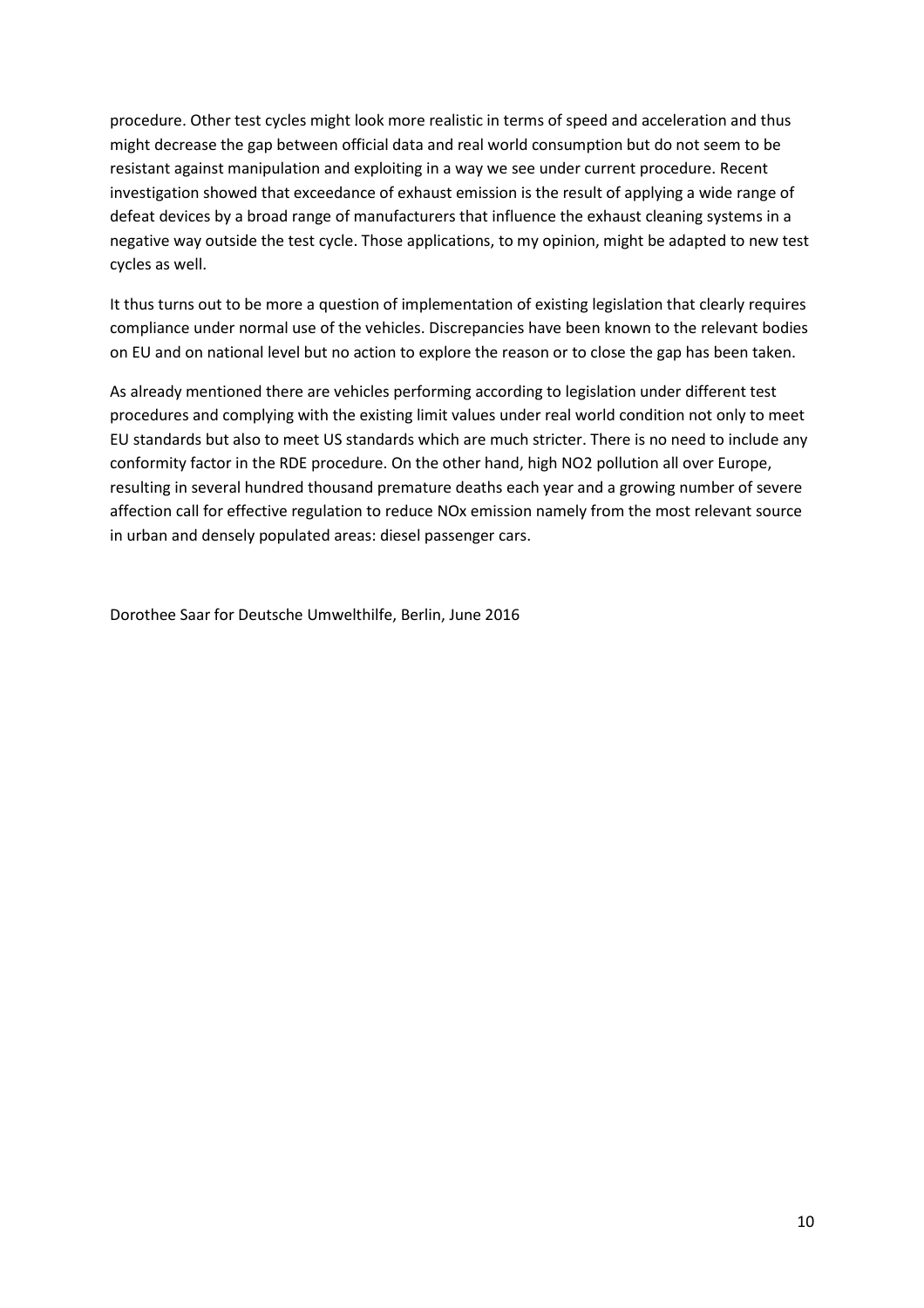procedure. Other test cycles might look more realistic in terms of speed and acceleration and thus might decrease the gap between official data and real world consumption but do not seem to be resistant against manipulation and exploiting in a way we see under current procedure. Recent investigation showed that exceedance of exhaust emission is the result of applying a wide range of defeat devices by a broad range of manufacturers that influence the exhaust cleaning systems in a negative way outside the test cycle. Those applications, to my opinion, might be adapted to new test cycles as well.

It thus turns out to be more a question of implementation of existing legislation that clearly requires compliance under normal use of the vehicles. Discrepancies have been known to the relevant bodies on EU and on national level but no action to explore the reason or to close the gap has been taken.

As already mentioned there are vehicles performing according to legislation under different test procedures and complying with the existing limit values under real world condition not only to meet EU standards but also to meet US standards which are much stricter. There is no need to include any conformity factor in the RDE procedure. On the other hand, high $NO_2$ pollution all over Europe, resulting in several hundred thousand premature deaths each year and a growing number of severe affection call for effective regulation to reduce $NO_x$ emission namely from the most relevant source in urban and densely populated areas: diesel passenger cars.

Dorothee Saar for Deutsche Umwelthilfe, Berlin, June 2016